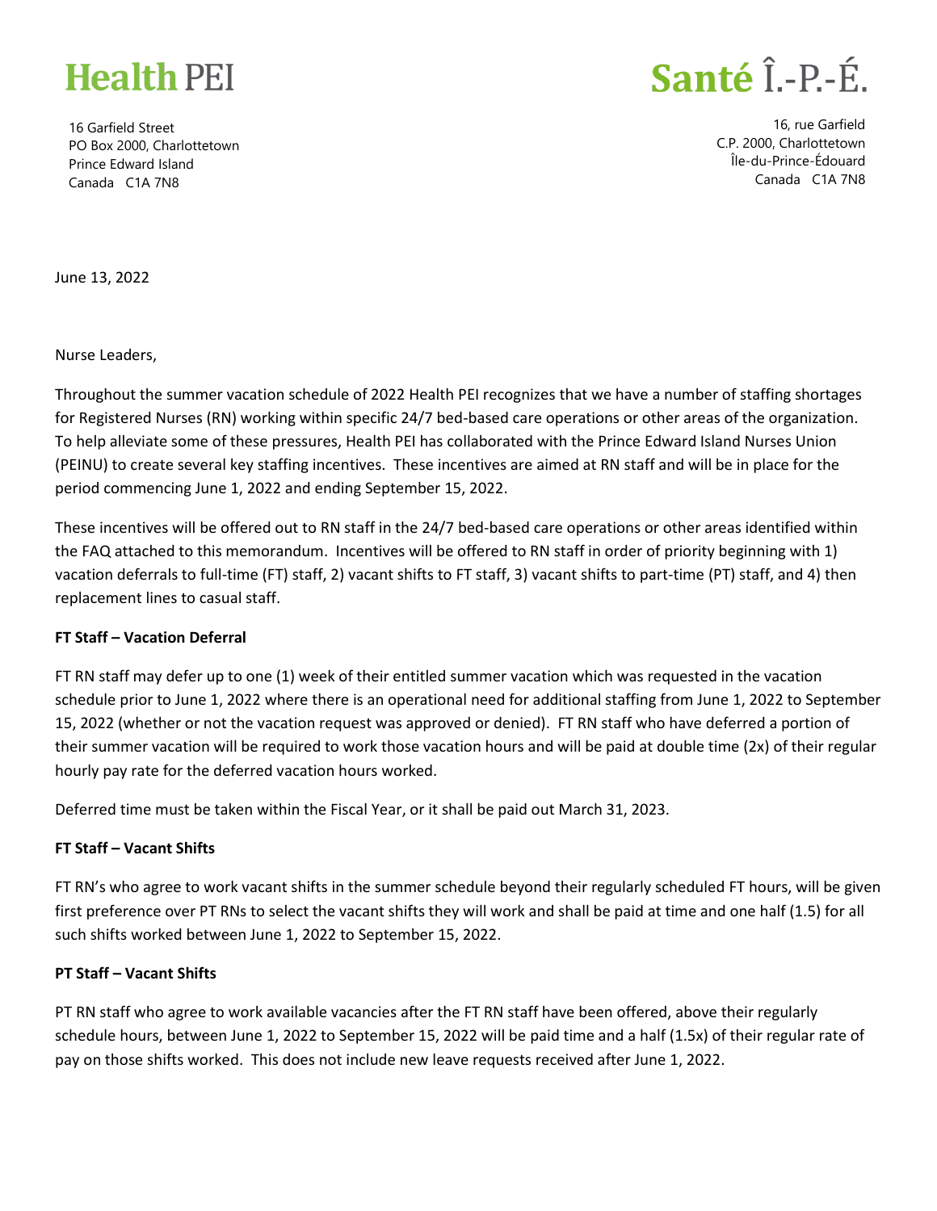**Health PEI**

16 Garfield Street
PO Box 2000, Charlottetown
Prince Edward Island
Canada C1A 7N8

**Santé Î.-P.-É.**

16, rue Garfield
C.P. 2000, Charlottetown
Île-du-Prince-Édouard
Canada C1A 7N8

June 13, 2022

Nurse Leaders,

Throughout the summer vacation schedule of 2022 Health PEI recognizes that we have a number of staffing shortages for Registered Nurses (RN) working within specific 24/7 bed-based care operations or other areas of the organization. To help alleviate some of these pressures, Health PEI has collaborated with the Prince Edward Island Nurses Union (PEINU) to create several key staffing incentives. These incentives are aimed at RN staff and will be in place for the period commencing June 1, 2022 and ending September 15, 2022.

These incentives will be offered out to RN staff in the 24/7 bed-based care operations or other areas identified within the FAQ attached to this memorandum. Incentives will be offered to RN staff in order of priority beginning with 1) vacation deferrals to full-time (FT) staff, 2) vacant shifts to FT staff, 3) vacant shifts to part-time (PT) staff, and 4) then replacement lines to casual staff.

**FT Staff – Vacation Deferral**

FT RN staff may defer up to one (1) week of their entitled summer vacation which was requested in the vacation schedule prior to June 1, 2022 where there is an operational need for additional staffing from June 1, 2022 to September 15, 2022 (whether or not the vacation request was approved or denied). FT RN staff who have deferred a portion of their summer vacation will be required to work those vacation hours and will be paid at double time (2x) of their regular hourly pay rate for the deferred vacation hours worked.

Deferred time must be taken within the Fiscal Year, or it shall be paid out March 31, 2023.

**FT Staff – Vacant Shifts**

FT RN's who agree to work vacant shifts in the summer schedule beyond their regularly scheduled FT hours, will be given first preference over PT RNs to select the vacant shifts they will work and shall be paid at time and one half (1.5) for all such shifts worked between June 1, 2022 to September 15, 2022.

**PT Staff – Vacant Shifts**

PT RN staff who agree to work available vacancies after the FT RN staff have been offered, above their regularly schedule hours, between June 1, 2022 to September 15, 2022 will be paid time and a half (1.5x) of their regular rate of pay on those shifts worked. This does not include new leave requests received after June 1, 2022.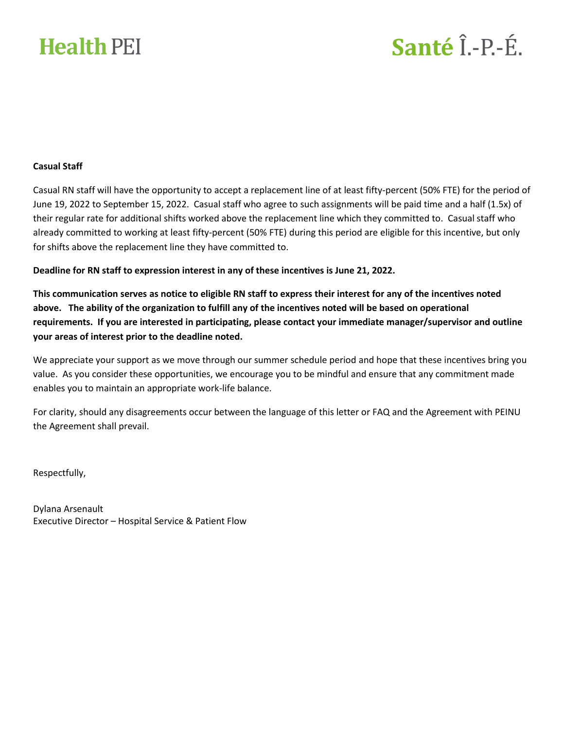**Casual Staff**

Casual RN staff will have the opportunity to accept a replacement line of at least fifty-percent (50% FTE) for the period of June 19, 2022 to September 15, 2022. Casual staff who agree to such assignments will be paid time and a half (1.5x) of their regular rate for additional shifts worked above the replacement line which they committed to. Casual staff who already committed to working at least fifty-percent (50% FTE) during this period are eligible for this incentive, but only for shifts above the replacement line they have committed to.

**Deadline for RN staff to expression interest in any of these incentives is June 21, 2022.**

**This communication serves as notice to eligible RN staff to express their interest for any of the incentives noted above. The ability of the organization to fulfill any of the incentives noted will be based on operational requirements. If you are interested in participating, please contact your immediate manager/supervisor and outline your areas of interest prior to the deadline noted.**

We appreciate your support as we move through our summer schedule period and hope that these incentives bring you value. As you consider these opportunities, we encourage you to be mindful and ensure that any commitment made enables you to maintain an appropriate work-life balance.

For clarity, should any disagreements occur between the language of this letter or FAQ and the Agreement with PEINU the Agreement shall prevail.

Respectfully,

Dylana Arsenault
Executive Director – Hospital Service & Patient Flow